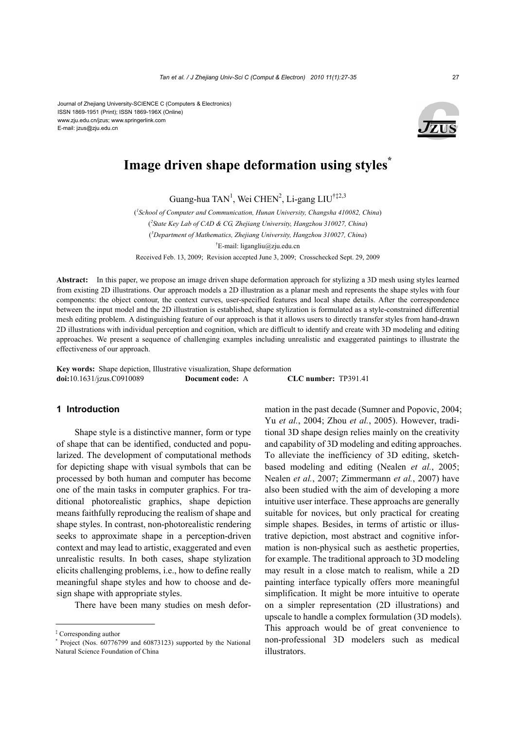Journal of Zhejiang University-SCIENCE C (Computers & Electronics)
ISSN 1869-1951 (Print); ISSN 1869-196X (Online)
www.zju.edu.cn/jzus; www.springerlink.com
E-mail: jzus@zju.edu.cn

# Image driven shape deformation using styles*

Guang-hua TAN[1], Wei CHEN[2], Li-gang LIU[†‡2,3]

([1]School of Computer and Communication, Hunan University, Changsha 410082, China)

([2]State Key Lab of CAD & CG, Zhejiang University, Hangzhou 310027, China)

([3]Department of Mathematics, Zhejiang University, Hangzhou 310027, China)

[†]E-mail: ligangliu@zju.edu.cn

Received Feb. 13, 2009; Revision accepted June 3, 2009; Crosschecked Sept. 29, 2009

**Abstract:** In this paper, we propose an image driven shape deformation approach for stylizing a 3D mesh using styles learned from existing 2D illustrations. Our approach models a 2D illustration as a planar mesh and represents the shape styles with four components: the object contour, the context curves, user-specified features and local shape details. After the correspondence between the input model and the 2D illustration is established, shape stylization is formulated as a style-constrained differential mesh editing problem. A distinguishing feature of our approach is that it allows users to directly transfer styles from hand-drawn 2D illustrations with individual perception and cognition, which are difficult to identify and create with 3D modeling and editing approaches. We present a sequence of challenging examples including unrealistic and exaggerated paintings to illustrate the effectiveness of our approach.

**Key words:** Shape depiction, Illustrative visualization, Shape deformation
**doi:**10.1631/jzus.C0910089 **Document code:** A **CLC number:** TP391.41

## 1 Introduction

Shape style is a distinctive manner, form or type of shape that can be identified, conducted and popularized. The development of computational methods for depicting shape with visual symbols that can be processed by both human and computer has become one of the main tasks in computer graphics. For traditional photorealistic graphics, shape depiction means faithfully reproducing the realism of shape and shape styles. In contrast, non-photorealistic rendering seeks to approximate shape in a perception-driven context and may lead to artistic, exaggerated and even unrealistic results. In both cases, shape stylization elicits challenging problems, i.e., how to define really meaningful shape styles and how to choose and design shape with appropriate styles.

There have been many studies on mesh deformation in the past decade (Sumner and Popovic, 2004; Yu *et al.*, 2004; Zhou *et al.*, 2005). However, traditional 3D shape design relies mainly on the creativity and capability of 3D modeling and editing approaches. To alleviate the inefficiency of 3D editing, sketch-based modeling and editing (Nealen *et al.*, 2005; Nealen *et al.*, 2007; Zimmermann *et al.*, 2007) have also been studied with the aim of developing a more intuitive user interface. These approachs are generally suitable for novices, but only practical for creating simple shapes. Besides, in terms of artistic or illustrative depiction, most abstract and cognitive information is non-physical such as aesthetic properties, for example. The traditional approach to 3D modeling may result in a close match to realism, while a 2D painting interface typically offers more meaningful simplification. It might be more intuitive to operate on a simpler representation (2D illustrations) and upscale to handle a complex formulation (3D models). This approach would be of great convenience to non-professional 3D modelers such as medical illustrators.

---

‡ Corresponding author

\* Project (Nos. 60776799 and 60873123) supported by the National Natural Science Foundation of China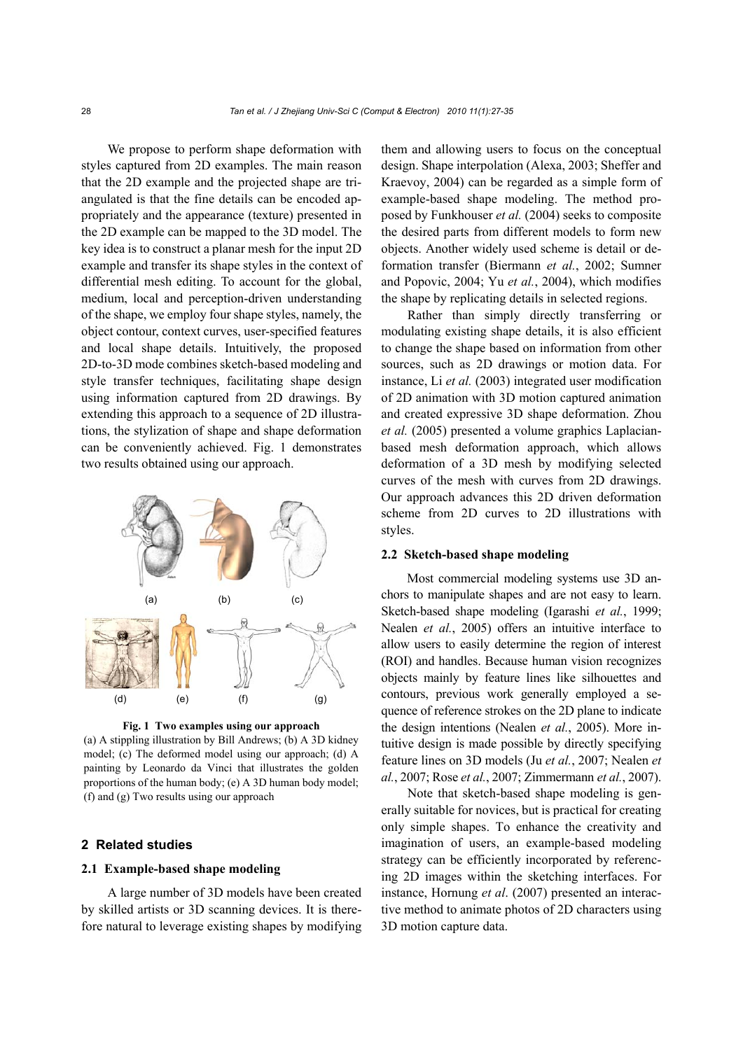We propose to perform shape deformation with styles captured from 2D examples. The main reason that the 2D example and the projected shape are triangulated is that the fine details can be encoded appropriately and the appearance (texture) presented in the 2D example can be mapped to the 3D model. The key idea is to construct a planar mesh for the input 2D example and transfer its shape styles in the context of differential mesh editing. To account for the global, medium, local and perception-driven understanding of the shape, we employ four shape styles, namely, the object contour, context curves, user-specified features and local shape details. Intuitively, the proposed 2D-to-3D mode combines sketch-based modeling and style transfer techniques, facilitating shape design using information captured from 2D drawings. By extending this approach to a sequence of 2D illustrations, the stylization of shape and shape deformation can be conveniently achieved. Fig. 1 demonstrates two results obtained using our approach.

**Fig. 1 Two examples using our approach**
(a) A stippling illustration by Bill Andrews; (b) A 3D kidney model; (c) The deformed model using our approach; (d) A painting by Leonardo da Vinci that illustrates the golden proportions of the human body; (e) A 3D human body model; (f) and (g) Two results using our approach

## 2 Related studies

### 2.1 Example-based shape modeling

A large number of 3D models have been created by skilled artists or 3D scanning devices. It is therefore natural to leverage existing shapes by modifying them and allowing users to focus on the conceptual design. Shape interpolation (Alexa, 2003; Sheffer and Kraevoy, 2004) can be regarded as a simple form of example-based shape modeling. The method proposed by Funkhouser *et al.* (2004) seeks to composite the desired parts from different models to form new objects. Another widely used scheme is detail or deformation transfer (Biermann *et al.*, 2002; Sumner and Popovic, 2004; Yu *et al.*, 2004), which modifies the shape by replicating details in selected regions.

Rather than simply directly transferring or modulating existing shape details, it is also efficient to change the shape based on information from other sources, such as 2D drawings or motion data. For instance, Li *et al.* (2003) integrated user modification of 2D animation with 3D motion captured animation and created expressive 3D shape deformation. Zhou *et al.* (2005) presented a volume graphics Laplacian-based mesh deformation approach, which allows deformation of a 3D mesh by modifying selected curves of the mesh with curves from 2D drawings. Our approach advances this 2D driven deformation scheme from 2D curves to 2D illustrations with styles.

### 2.2 Sketch-based shape modeling

Most commercial modeling systems use 3D anchors to manipulate shapes and are not easy to learn. Sketch-based shape modeling (Igarashi *et al.*, 1999; Nealen *et al.*, 2005) offers an intuitive interface to allow users to easily determine the region of interest (ROI) and handles. Because human vision recognizes objects mainly by feature lines like silhouettes and contours, previous work generally employed a sequence of reference strokes on the 2D plane to indicate the design intentions (Nealen *et al.*, 2005). More intuitive design is made possible by directly specifying feature lines on 3D models (Ju *et al.*, 2007; Nealen *et al.*, 2007; Rose *et al.*, 2007; Zimmermann *et al.*, 2007).

Note that sketch-based shape modeling is generally suitable for novices, but is practical for creating only simple shapes. To enhance the creativity and imagination of users, an example-based modeling strategy can be efficiently incorporated by referencing 2D images within the sketching interfaces. For instance, Hornung *et al*. (2007) presented an interactive method to animate photos of 2D characters using 3D motion capture data.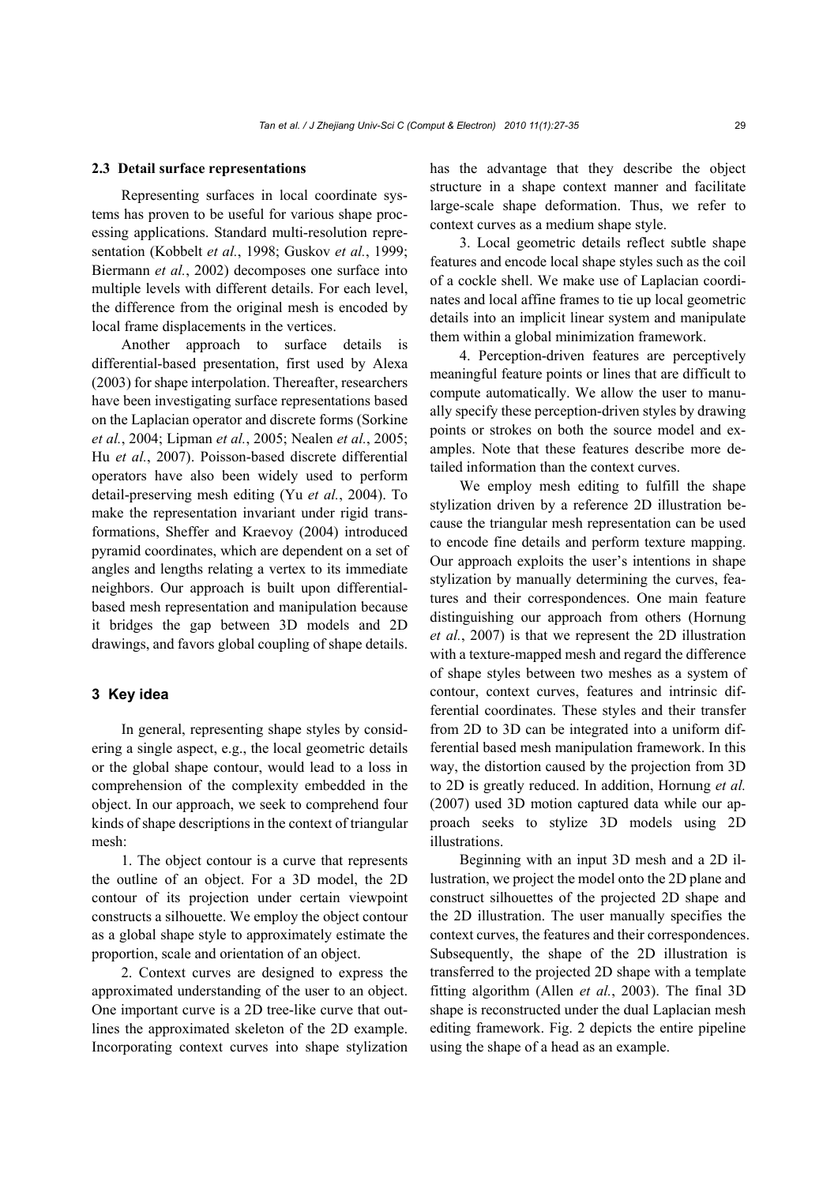### 2.3 Detail surface representations

Representing surfaces in local coordinate systems has proven to be useful for various shape processing applications. Standard multi-resolution representation (Kobbelt *et al.*, 1998; Guskov *et al.*, 1999; Biermann *et al.*, 2002) decomposes one surface into multiple levels with different details. For each level, the difference from the original mesh is encoded by local frame displacements in the vertices.

Another approach to surface details is differential-based presentation, first used by Alexa (2003) for shape interpolation. Thereafter, researchers have been investigating surface representations based on the Laplacian operator and discrete forms (Sorkine *et al.*, 2004; Lipman *et al.*, 2005; Nealen *et al.*, 2005; Hu *et al.*, 2007). Poisson-based discrete differential operators have also been widely used to perform detail-preserving mesh editing (Yu *et al.*, 2004). To make the representation invariant under rigid transformations, Sheffer and Kraevoy (2004) introduced pyramid coordinates, which are dependent on a set of angles and lengths relating a vertex to its immediate neighbors. Our approach is built upon differential-based mesh representation and manipulation because it bridges the gap between 3D models and 2D drawings, and favors global coupling of shape details.

## 3 Key idea

In general, representing shape styles by considering a single aspect, e.g., the local geometric details or the global shape contour, would lead to a loss in comprehension of the complexity embedded in the object. In our approach, we seek to comprehend four kinds of shape descriptions in the context of triangular mesh:

1. The object contour is a curve that represents the outline of an object. For a 3D model, the 2D contour of its projection under certain viewpoint constructs a silhouette. We employ the object contour as a global shape style to approximately estimate the proportion, scale and orientation of an object.

2. Context curves are designed to express the approximated understanding of the user to an object. One important curve is a 2D tree-like curve that outlines the approximated skeleton of the 2D example. Incorporating context curves into shape stylization has the advantage that they describe the object structure in a shape context manner and facilitate large-scale shape deformation. Thus, we refer to context curves as a medium shape style.

3. Local geometric details reflect subtle shape features and encode local shape styles such as the coil of a cockle shell. We make use of Laplacian coordinates and local affine frames to tie up local geometric details into an implicit linear system and manipulate them within a global minimization framework.

4. Perception-driven features are perceptively meaningful feature points or lines that are difficult to compute automatically. We allow the user to manually specify these perception-driven styles by drawing points or strokes on both the source model and examples. Note that these features describe more detailed information than the context curves.

We employ mesh editing to fulfill the shape stylization driven by a reference 2D illustration because the triangular mesh representation can be used to encode fine details and perform texture mapping. Our approach exploits the user's intentions in shape stylization by manually determining the curves, features and their correspondences. One main feature distinguishing our approach from others (Hornung *et al.*, 2007) is that we represent the 2D illustration with a texture-mapped mesh and regard the difference of shape styles between two meshes as a system of contour, context curves, features and intrinsic differential coordinates. These styles and their transfer from 2D to 3D can be integrated into a uniform differential based mesh manipulation framework. In this way, the distortion caused by the projection from 3D to 2D is greatly reduced. In addition, Hornung *et al.* (2007) used 3D motion captured data while our approach seeks to stylize 3D models using 2D illustrations.

Beginning with an input 3D mesh and a 2D illustration, we project the model onto the 2D plane and construct silhouettes of the projected 2D shape and the 2D illustration. The user manually specifies the context curves, the features and their correspondences. Subsequently, the shape of the 2D illustration is transferred to the projected 2D shape with a template fitting algorithm (Allen *et al.*, 2003). The final 3D shape is reconstructed under the dual Laplacian mesh editing framework. Fig. 2 depicts the entire pipeline using the shape of a head as an example.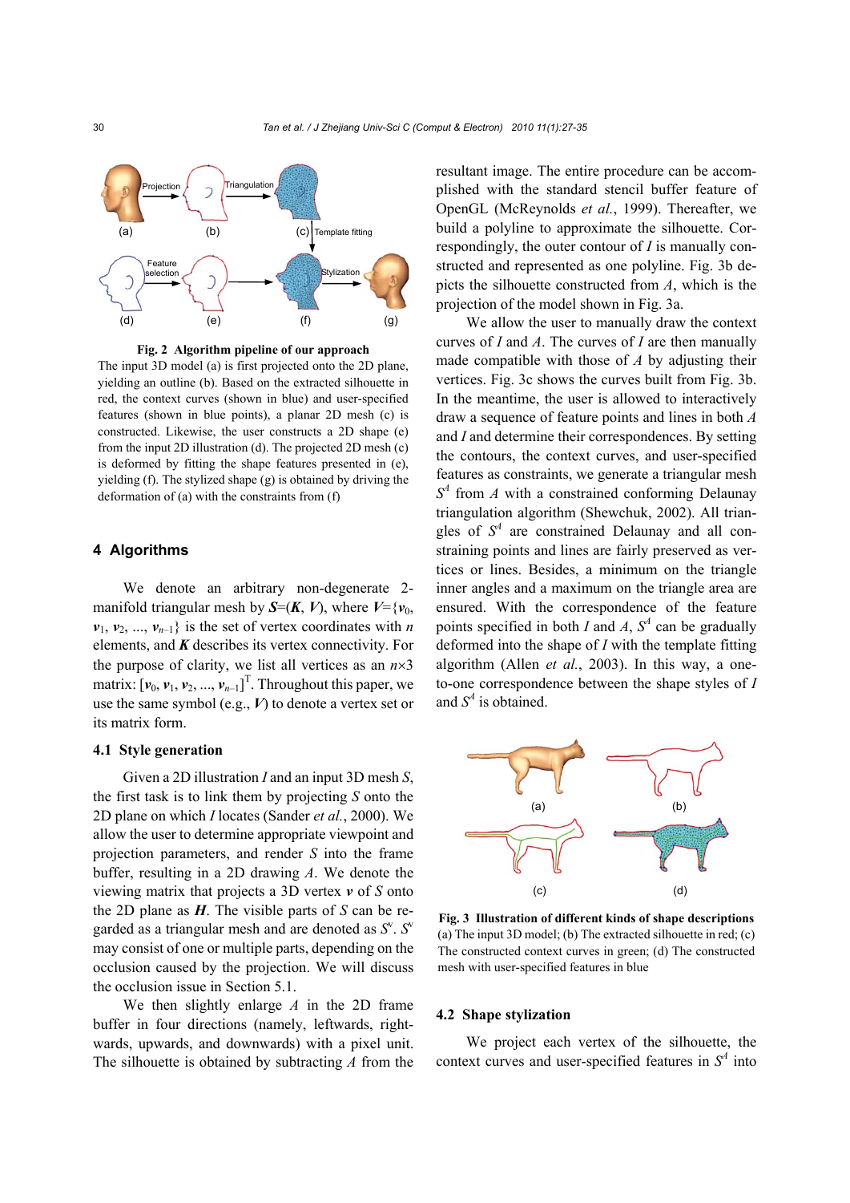**Fig. 2 Algorithm pipeline of our approach**
The input 3D model (a) is first projected onto the 2D plane, yielding an outline (b). Based on the extracted silhouette in red, the context curves (shown in blue) and user-specified features (shown in blue points), a planar 2D mesh (c) is constructed. Likewise, the user constructs a 2D shape (e) from the input 2D illustration (d). The projected 2D mesh (c) is deformed by fitting the shape features presented in (e), yielding (f). The stylized shape (g) is obtained by driving the deformation of (a) with the constraints from (f)

## 4 Algorithms

We denote an arbitrary non-degenerate 2-manifold triangular mesh by $\boldsymbol{S}=(\boldsymbol{K}, \boldsymbol{V})$, where $\boldsymbol{V}=\{\boldsymbol{v}_0, \boldsymbol{v}_1, \boldsymbol{v}_2, ..., \boldsymbol{v}_{n-1}\}$ is the set of vertex coordinates with $n$ elements, and $\boldsymbol{K}$ describes its vertex connectivity. For the purpose of clarity, we list all vertices as an $n\times3$ matrix: $[\boldsymbol{v}_0, \boldsymbol{v}_1, \boldsymbol{v}_2, ..., \boldsymbol{v}_{n-1}]^{\mathrm{T}}$. Throughout this paper, we use the same symbol (e.g., $\boldsymbol{V}$) to denote a vertex set or its matrix form.

### 4.1 Style generation

Given a 2D illustration $I$ and an input 3D mesh $S$, the first task is to link them by projecting $S$ onto the 2D plane on which $I$ locates (Sander *et al.*, 2000). We allow the user to determine appropriate viewpoint and projection parameters, and render $S$ into the frame buffer, resulting in a 2D drawing $A$. We denote the viewing matrix that projects a 3D vertex $\boldsymbol{v}$ of $S$ onto the 2D plane as $\boldsymbol{H}$. The visible parts of $S$ can be regarded as a triangular mesh and are denoted as $S^v$. $S^v$ may consist of one or multiple parts, depending on the occlusion caused by the projection. We will discuss the occlusion issue in Section 5.1.

We then slightly enlarge $A$ in the 2D frame buffer in four directions (namely, leftwards, rightwards, upwards, and downwards) with a pixel unit. The silhouette is obtained by subtracting $A$ from the resultant image. The entire procedure can be accomplished with the standard stencil buffer feature of OpenGL (McReynolds *et al.*, 1999). Thereafter, we build a polyline to approximate the silhouette. Correspondingly, the outer contour of $I$ is manually constructed and represented as one polyline. Fig. 3b depicts the silhouette constructed from $A$, which is the projection of the model shown in Fig. 3a.

We allow the user to manually draw the context curves of $I$ and $A$. The curves of $I$ are then manually made compatible with those of $A$ by adjusting their vertices. Fig. 3c shows the curves built from Fig. 3b. In the meantime, the user is allowed to interactively draw a sequence of feature points and lines in both $A$ and $I$ and determine their correspondences. By setting the contours, the context curves, and user-specified features as constraints, we generate a triangular mesh $S^A$ from $A$ with a constrained conforming Delaunay triangulation algorithm (Shewchuk, 2002). All triangles of $S^A$ are constrained Delaunay and all constraining points and lines are fairly preserved as vertices or lines. Besides, a minimum on the triangle inner angles and a maximum on the triangle area are ensured. With the correspondence of the feature points specified in both $I$ and $A$, $S^A$ can be gradually deformed into the shape of $I$ with the template fitting algorithm (Allen *et al.*, 2003). In this way, a one-to-one correspondence between the shape styles of $I$ and $S^A$ is obtained.

**Fig. 3 Illustration of different kinds of shape descriptions**
(a) The input 3D model; (b) The extracted silhouette in red; (c) The constructed context curves in green; (d) The constructed mesh with user-specified features in blue

### 4.2 Shape stylization

We project each vertex of the silhouette, the context curves and user-specified features in $S^A$ into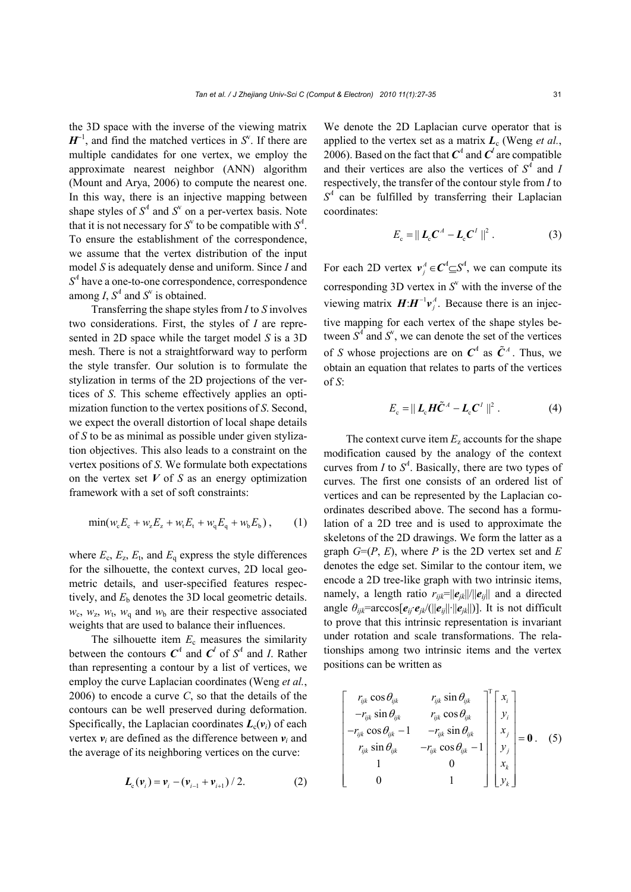the 3D space with the inverse of the viewing matrix $\boldsymbol{H}^{-1}$, and find the matched vertices in $S^v$. If there are multiple candidates for one vertex, we employ the approximate nearest neighbor (ANN) algorithm (Mount and Arya, 2006) to compute the nearest one. In this way, there is an injective mapping between shape styles of $S^A$ and $S^v$ on a per-vertex basis. Note that it is not necessary for $S^v$ to be compatible with $S^A$. To ensure the establishment of the correspondence, we assume that the vertex distribution of the input model $S$ is adequately dense and uniform. Since $I$ and $S^A$ have a one-to-one correspondence, correspondence among $I$, $S^A$ and $S^v$ is obtained.

Transferring the shape styles from $I$ to $S$ involves two considerations. First, the styles of $I$ are represented in 2D space while the target model $S$ is a 3D mesh. There is not a straightforward way to perform the style transfer. Our solution is to formulate the stylization in terms of the 2D projections of the vertices of $S$. This scheme effectively applies an optimization function to the vertex positions of $S$. Second, we expect the overall distortion of local shape details of $S$ to be as minimal as possible under given stylization objectives. This also leads to a constraint on the vertex positions of $S$. We formulate both expectations on the vertex set $\boldsymbol{V}$ of $S$ as an energy optimization framework with a set of soft constraints:

$$\min(w_\mathrm{c}E_\mathrm{c} + w_\mathrm{z}E_\mathrm{z} + w_\mathrm{t}E_\mathrm{t} + w_\mathrm{q}E_\mathrm{q} + w_\mathrm{b}E_\mathrm{b}), \tag{1}$$

where $E_\mathrm{c}$, $E_\mathrm{z}$, $E_\mathrm{t}$, and $E_\mathrm{q}$ express the style differences for the silhouette, the context curves, 2D local geometric details, and user-specified features respectively, and $E_\mathrm{b}$ denotes the 3D local geometric details. $w_\mathrm{c}$, $w_\mathrm{z}$, $w_\mathrm{t}$, $w_\mathrm{q}$ and $w_\mathrm{b}$ are their respective associated weights that are used to balance their influences.

The silhouette item $E_\mathrm{c}$ measures the similarity between the contours $\boldsymbol{C}^A$ and $\boldsymbol{C}^I$ of $S^A$ and $I$. Rather than representing a contour by a list of vertices, we employ the curve Laplacian coordinates (Weng *et al.*, 2006) to encode a curve $C$, so that the details of the contours can be well preserved during deformation. Specifically, the Laplacian coordinates $\boldsymbol{L}_\mathrm{c}(\boldsymbol{v}_i)$ of each vertex $\boldsymbol{v}_i$ are defined as the difference between $\boldsymbol{v}_i$ and the average of its neighboring vertices on the curve:

$$\boldsymbol{L}_\mathrm{c}(\boldsymbol{v}_i) = \boldsymbol{v}_i - (\boldsymbol{v}_{i-1} + \boldsymbol{v}_{i+1})/2. \tag{2}$$

We denote the 2D Laplacian curve operator that is applied to the vertex set as a matrix $\boldsymbol{L}_\mathrm{c}$ (Weng *et al.*, 2006). Based on the fact that $\boldsymbol{C}^A$ and $\boldsymbol{C}^I$ are compatible and their vertices are also the vertices of $S^A$ and $I$ respectively, the transfer of the contour style from $I$ to $S^A$ can be fulfilled by transferring their Laplacian coordinates:

$$E_\mathrm{c} = \| \boldsymbol{L}_\mathrm{c}\boldsymbol{C}^A - \boldsymbol{L}_\mathrm{c}\boldsymbol{C}^I \|^2. \tag{3}$$

For each 2D vertex $\boldsymbol{v}_j^A \in \boldsymbol{C}^A \subseteq S^A$, we can compute its corresponding 3D vertex in $S^v$ with the inverse of the viewing matrix $\boldsymbol{H}$:$\boldsymbol{H}^{-1}\boldsymbol{v}_j^A$. Because there is an injective mapping for each vertex of the shape styles between $S^A$ and $S^v$, we can denote the set of the vertices of $S$ whose projections are on $\boldsymbol{C}^A$ as $\tilde{\boldsymbol{C}}^A$. Thus, we obtain an equation that relates to parts of the vertices of $S$:

$$E_\mathrm{c} = \| \boldsymbol{L}_\mathrm{c}\boldsymbol{H}\tilde{\boldsymbol{C}}^A - \boldsymbol{L}_\mathrm{c}\boldsymbol{C}^I \|^2. \tag{4}$$

The context curve item $E_\mathrm{z}$ accounts for the shape modification caused by the analogy of the context curves from $I$ to $S^A$. Basically, there are two types of curves. The first one consists of an ordered list of vertices and can be represented by the Laplacian coordinates described above. The second has a formulation of a 2D tree and is used to approximate the skeletons of the 2D drawings. We form the latter as a graph $G$=($P$, $E$), where $P$ is the 2D vertex set and $E$ denotes the edge set. Similar to the contour item, we encode a 2D tree-like graph with two intrinsic items, namely, a length ratio $r_{ijk}=\|\boldsymbol{e}_{jk}\|/\|\boldsymbol{e}_{ij}\|$ and a directed angle $\theta_{ijk}=\arccos[\boldsymbol{e}_{ij}\cdot\boldsymbol{e}_{jk}/(\|\boldsymbol{e}_{ij}\|\cdot\|\boldsymbol{e}_{jk}\|)]$. It is not difficult to prove that this intrinsic representation is invariant under rotation and scale transformations. The relationships among two intrinsic items and the vertex positions can be written as

$$\begin{bmatrix} r_{ijk}\cos\theta_{ijk} & r_{ijk}\sin\theta_{ijk} \\ -r_{ijk}\sin\theta_{ijk} & r_{ijk}\cos\theta_{ijk} \\ -r_{ijk}\cos\theta_{ijk}-1 & -r_{ijk}\sin\theta_{ijk} \\ r_{ijk}\sin\theta_{ijk} & -r_{ijk}\cos\theta_{ijk}-1 \\ 1 & 0 \\ 0 & 1 \end{bmatrix}^\mathrm{T} \begin{bmatrix} x_i \\ y_i \\ x_j \\ y_j \\ x_k \\ y_k \end{bmatrix} = \boldsymbol{0}. \tag{5}$$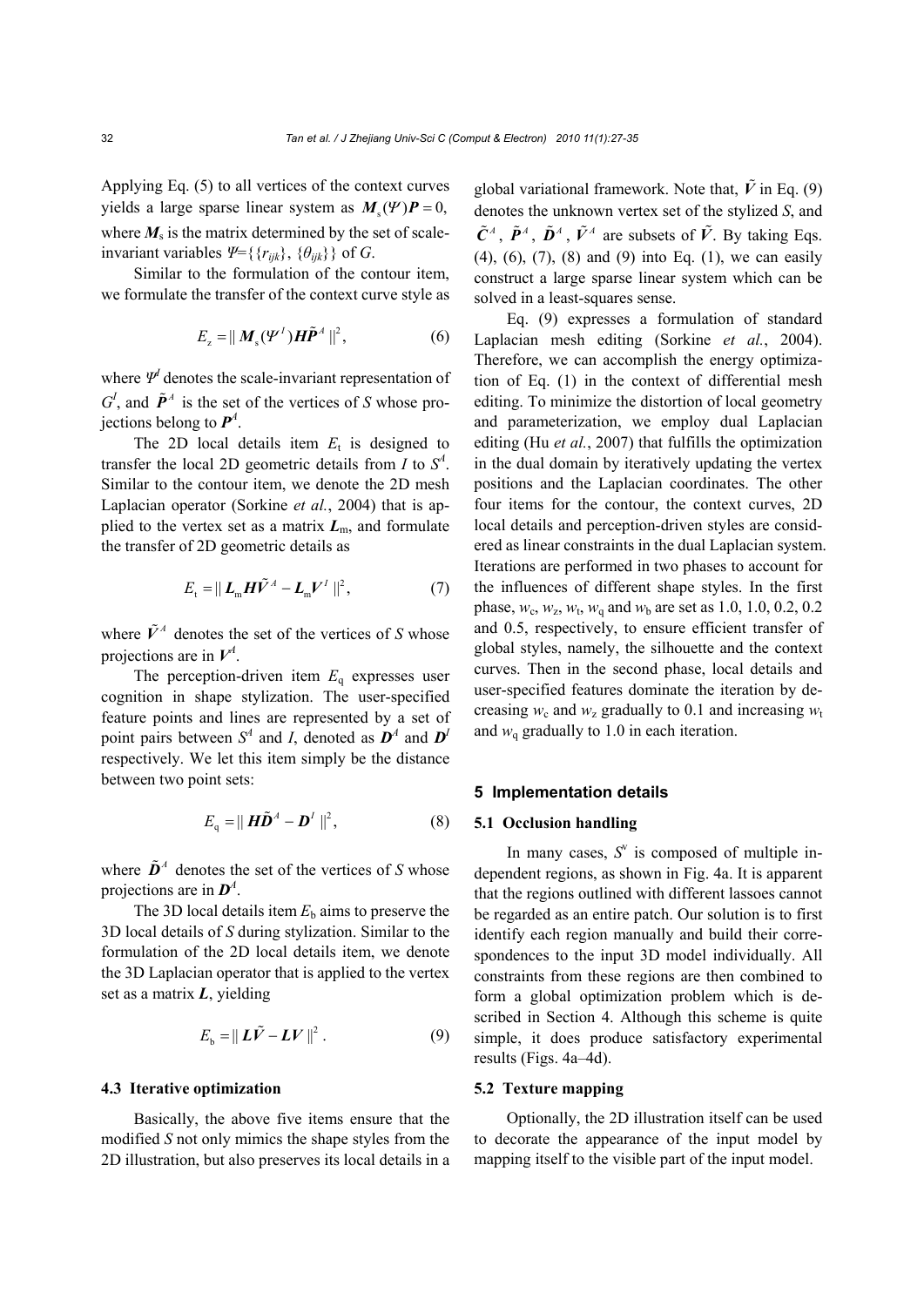Applying Eq. (5) to all vertices of the context curves yields a large sparse linear system as $\boldsymbol{M}_s(\Psi)\boldsymbol{P}=0$, where $\boldsymbol{M}_s$ is the matrix determined by the set of scale-invariant variables $\Psi=\{\{r_{ijk}\}, \{\theta_{ijk}\}\}$ of $G$.

Similar to the formulation of the contour item, we formulate the transfer of the context curve style as

$$E_z = \| \boldsymbol{M}_s(\Psi^I)\boldsymbol{H}\tilde{\boldsymbol{P}}^A \|^2, \tag{6}$$

where $\Psi^I$ denotes the scale-invariant representation of $G^I$, and $\tilde{\boldsymbol{P}}^A$ is the set of the vertices of $S$ whose projections belong to $\boldsymbol{P}^A$.

The 2D local details item $E_t$ is designed to transfer the local 2D geometric details from $I$ to $S^A$. Similar to the contour item, we denote the 2D mesh Laplacian operator (Sorkine *et al.*, 2004) that is applied to the vertex set as a matrix $\boldsymbol{L}_m$, and formulate the transfer of 2D geometric details as

$$E_t = \| \boldsymbol{L}_m\boldsymbol{H}\tilde{\boldsymbol{V}}^A - \boldsymbol{L}_m\boldsymbol{V}^I \|^2, \tag{7}$$

where $\tilde{\boldsymbol{V}}^A$ denotes the set of the vertices of $S$ whose projections are in $\boldsymbol{V}^A$.

The perception-driven item $E_q$ expresses user cognition in shape stylization. The user-specified feature points and lines are represented by a set of point pairs between $S^A$ and $I$, denoted as $\boldsymbol{D}^A$ and $\boldsymbol{D}^I$ respectively. We let this item simply be the distance between two point sets:

$$E_q = \| \boldsymbol{H}\tilde{\boldsymbol{D}}^A - \boldsymbol{D}^I \|^2, \tag{8}$$

where $\tilde{\boldsymbol{D}}^A$ denotes the set of the vertices of $S$ whose projections are in $\boldsymbol{D}^A$.

The 3D local details item $E_b$ aims to preserve the 3D local details of $S$ during stylization. Similar to the formulation of the 2D local details item, we denote the 3D Laplacian operator that is applied to the vertex set as a matrix $\boldsymbol{L}$, yielding

$$E_b = \| \boldsymbol{L}\tilde{\boldsymbol{V}} - \boldsymbol{L}\boldsymbol{V} \|^2. \tag{9}$$

### 4.3 Iterative optimization

Basically, the above five items ensure that the modified $S$ not only mimics the shape styles from the 2D illustration, but also preserves its local details in a global variational framework. Note that, $\tilde{\boldsymbol{V}}$ in Eq. (9) denotes the unknown vertex set of the stylized $S$, and $\tilde{\boldsymbol{C}}^A$, $\tilde{\boldsymbol{P}}^A$, $\tilde{\boldsymbol{D}}^A$, $\tilde{\boldsymbol{V}}^A$ are subsets of $\tilde{\boldsymbol{V}}$. By taking Eqs. (4), (6), (7), (8) and (9) into Eq. (1), we can easily construct a large sparse linear system which can be solved in a least-squares sense.

Eq. (9) expresses a formulation of standard Laplacian mesh editing (Sorkine *et al.*, 2004). Therefore, we can accomplish the energy optimization of Eq. (1) in the context of differential mesh editing. To minimize the distortion of local geometry and parameterization, we employ dual Laplacian editing (Hu *et al.*, 2007) that fulfills the optimization in the dual domain by iteratively updating the vertex positions and the Laplacian coordinates. The other four items for the contour, the context curves, 2D local details and perception-driven styles are considered as linear constraints in the dual Laplacian system. Iterations are performed in two phases to account for the influences of different shape styles. In the first phase, $w_c$, $w_z$, $w_t$, $w_q$ and $w_b$ are set as 1.0, 1.0, 0.2, 0.2 and 0.5, respectively, to ensure efficient transfer of global styles, namely, the silhouette and the context curves. Then in the second phase, local details and user-specified features dominate the iteration by decreasing $w_c$ and $w_z$ gradually to 0.1 and increasing $w_t$ and $w_q$ gradually to 1.0 in each iteration.

## 5 Implementation details

### 5.1 Occlusion handling

In many cases, $S^v$ is composed of multiple independent regions, as shown in Fig. 4a. It is apparent that the regions outlined with different lassoes cannot be regarded as an entire patch. Our solution is to first identify each region manually and build their correspondences to the input 3D model individually. All constraints from these regions are then combined to form a global optimization problem which is described in Section 4. Although this scheme is quite simple, it does produce satisfactory experimental results (Figs. 4a–4d).

### 5.2 Texture mapping

Optionally, the 2D illustration itself can be used to decorate the appearance of the input model by mapping itself to the visible part of the input model.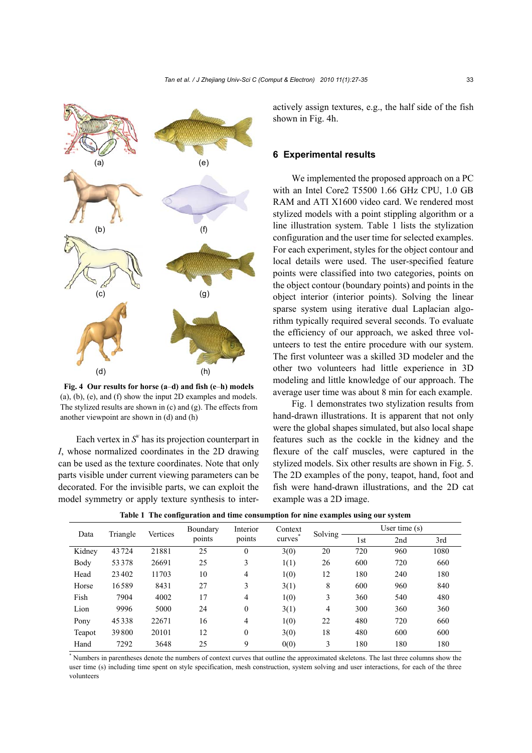Fig. 4 **Our results for horse (a–d) and fish (e–h) models** (a), (b), (e), and (f) show the input 2D examples and models. The stylized results are shown in (c) and (g). The effects from another viewpoint are shown in (d) and (h)

Each vertex in $S^v$ has its projection counterpart in $I$, whose normalized coordinates in the 2D drawing can be used as the texture coordinates. Note that only parts visible under current viewing parameters can be decorated. For the invisible parts, we can exploit the model symmetry or apply texture synthesis to interactively assign textures, e.g., the half side of the fish shown in Fig. 4h.

## 6 Experimental results

We implemented the proposed approach on a PC with an Intel Core2 T5500 1.66 GHz CPU, 1.0 GB RAM and ATI X1600 video card. We rendered most stylized models with a point stippling algorithm or a line illustration system. Table 1 lists the stylization configuration and the user time for selected examples. For each experiment, styles for the object contour and local details were used. The user-specified feature points were classified into two categories, points on the object contour (boundary points) and points in the object interior (interior points). Solving the linear sparse system using iterative dual Laplacian algorithm typically required several seconds. To evaluate the efficiency of our approach, we asked three volunteers to test the entire procedure with our system. The first volunteer was a skilled 3D modeler and the other two volunteers had little experience in 3D modeling and little knowledge of our approach. The average user time was about 8 min for each example.

Fig. 1 demonstrates two stylization results from hand-drawn illustrations. It is apparent that not only were the global shapes simulated, but also local shape features such as the cockle in the kidney and the flexure of the calf muscles, were captured in the stylized models. Six other results are shown in Fig. 5. The 2D examples of the pony, teapot, hand, foot and fish were hand-drawn illustrations, and the 2D cat example was a 2D image.

**Table 1 The configuration and time consumption for nine examples using our system**

| Data | Triangle | Vertices | Boundary points | Interior points | Context curves* | Solving | User time (s) | | |
|---|---|---|---|---|---|---|---|---|---|
| | | | | | | | 1st | 2nd | 3rd |
| Kidney | 43724 | 21881 | 25 | 0 | 3(0) | 20 | 720 | 960 | 1080 |
| Body | 53378 | 26691 | 25 | 3 | 1(1) | 26 | 600 | 720 | 660 |
| Head | 23402 | 11703 | 10 | 4 | 1(0) | 12 | 180 | 240 | 180 |
| Horse | 16589 | 8431 | 27 | 3 | 3(1) | 8 | 600 | 960 | 840 |
| Fish | 7904 | 4002 | 17 | 4 | 1(0) | 3 | 360 | 540 | 480 |
| Lion | 9996 | 5000 | 24 | 0 | 3(1) | 4 | 300 | 360 | 360 |
| Pony | 45338 | 22671 | 16 | 4 | 1(0) | 22 | 480 | 720 | 660 |
| Teapot | 39800 | 20101 | 12 | 0 | 3(0) | 18 | 480 | 600 | 600 |
| Hand | 7292 | 3648 | 25 | 9 | 0(0) | 3 | 180 | 180 | 180 |

\* Numbers in parentheses denote the numbers of context curves that outline the approximated skeletons. The last three columns show the user time (s) including time spent on style specification, mesh construction, system solving and user interactions, for each of the three volunteers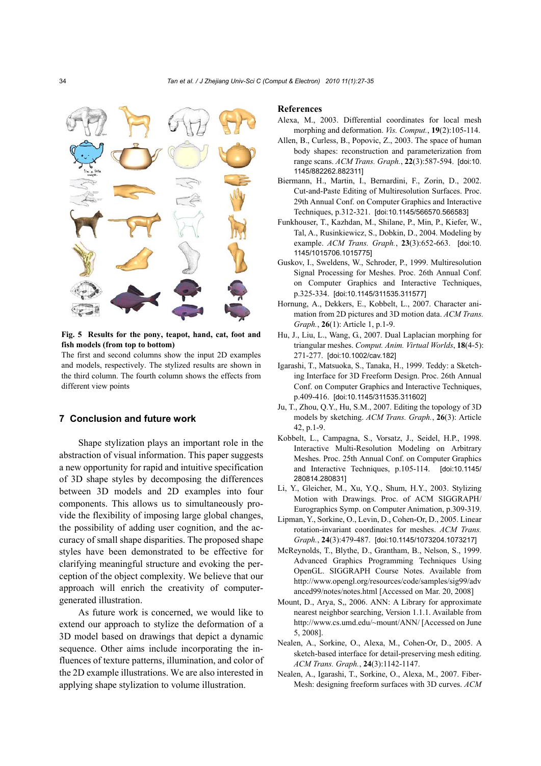**Fig. 5 Results for the pony, teapot, hand, cat, foot and fish models (from top to bottom)**

The first and second columns show the input 2D examples and models, respectively. The stylized results are shown in the third column. The fourth column shows the effects from different view points

## 7 Conclusion and future work

Shape stylization plays an important role in the abstraction of visual information. This paper suggests a new opportunity for rapid and intuitive specification of 3D shape styles by decomposing the differences between 3D models and 2D examples into four components. This allows us to simultaneously provide the flexibility of imposing large global changes, the possibility of adding user cognition, and the accuracy of small shape disparities. The proposed shape styles have been demonstrated to be effective for clarifying meaningful structure and evoking the perception of the object complexity. We believe that our approach will enrich the creativity of computer-generated illustration.

As future work is concerned, we would like to extend our approach to stylize the deformation of a 3D model based on drawings that depict a dynamic sequence. Other aims include incorporating the influences of texture patterns, illumination, and color of the 2D example illustrations. We are also interested in applying shape stylization to volume illustration.

## References

Alexa, M., 2003. Differential coordinates for local mesh morphing and deformation. *Vis. Comput.*, **19**(2):105-114.

Allen, B., Curless, B., Popovic, Z., 2003. The space of human body shapes: reconstruction and parameterization from range scans. *ACM Trans. Graph.*, **22**(3):587-594. [doi:10.1145/882262.882311]

Biermann, H., Martin, I., Bernardini, F., Zorin, D., 2002. Cut-and-Paste Editing of Multiresolution Surfaces. Proc. 29th Annual Conf. on Computer Graphics and Interactive Techniques, p.312-321. [doi:10.1145/566570.566583]

Funkhouser, T., Kazhdan, M., Shilane, P., Min, P., Kiefer, W., Tal, A., Rusinkiewicz, S., Dobkin, D., 2004. Modeling by example. *ACM Trans. Graph.*, **23**(3):652-663. [doi:10.1145/1015706.1015775]

Guskov, I., Sweldens, W., Schroder, P., 1999. Multiresolution Signal Processing for Meshes. Proc. 26th Annual Conf. on Computer Graphics and Interactive Techniques, p.325-334. [doi:10.1145/311535.311577]

Hornung, A., Dekkers, E., Kobbelt, L., 2007. Character animation from 2D pictures and 3D motion data. *ACM Trans. Graph.*, **26**(1): Article 1, p.1-9.

Hu, J., Liu, L., Wang, G., 2007. Dual Laplacian morphing for triangular meshes. *Comput. Anim. Virtual Worlds*, **18**(4-5): 271-277. [doi:10.1002/cav.182]

Igarashi, T., Matsuoka, S., Tanaka, H., 1999. Teddy: a Sketching Interface for 3D Freeform Design. Proc. 26th Annual Conf. on Computer Graphics and Interactive Techniques, p.409-416. [doi:10.1145/311535.311602]

Ju, T., Zhou, Q.Y., Hu, S.M., 2007. Editing the topology of 3D models by sketching. *ACM Trans. Graph.*, **26**(3): Article 42, p.1-9.

Kobbelt, L., Campagna, S., Vorsatz, J., Seidel, H.P., 1998. Interactive Multi-Resolution Modeling on Arbitrary Meshes. Proc. 25th Annual Conf. on Computer Graphics and Interactive Techniques, p.105-114. [doi:10.1145/280814.280831]

Li, Y., Gleicher, M., Xu, Y.Q., Shum, H.Y., 2003. Stylizing Motion with Drawings. Proc. of ACM SIGGRAPH/Eurographics Symp. on Computer Animation, p.309-319.

Lipman, Y., Sorkine, O., Levin, D., Cohen-Or, D., 2005. Linear rotation-invariant coordinates for meshes. *ACM Trans. Graph.*, **24**(3):479-487. [doi:10.1145/1073204.1073217]

McReynolds, T., Blythe, D., Grantham, B., Nelson, S., 1999. Advanced Graphics Programming Techniques Using OpenGL. SIGGRAPH Course Notes. Available from http://www.opengl.org/resources/code/samples/sig99/advanced99/notes/notes.html [Accessed on Mar. 20, 2008]

Mount, D., Arya, S., 2006. ANN: A Library for approximate nearest neighbor searching, Version 1.1.1. Available from http://www.cs.umd.edu/~mount/ANN/ [Accessed on June 5, 2008].

Nealen, A., Sorkine, O., Alexa, M., Cohen-Or, D., 2005. A sketch-based interface for detail-preserving mesh editing. *ACM Trans. Graph.*, **24**(3):1142-1147.

Nealen, A., Igarashi, T., Sorkine, O., Alexa, M., 2007. FiberMesh: designing freeform surfaces with 3D curves. *ACM*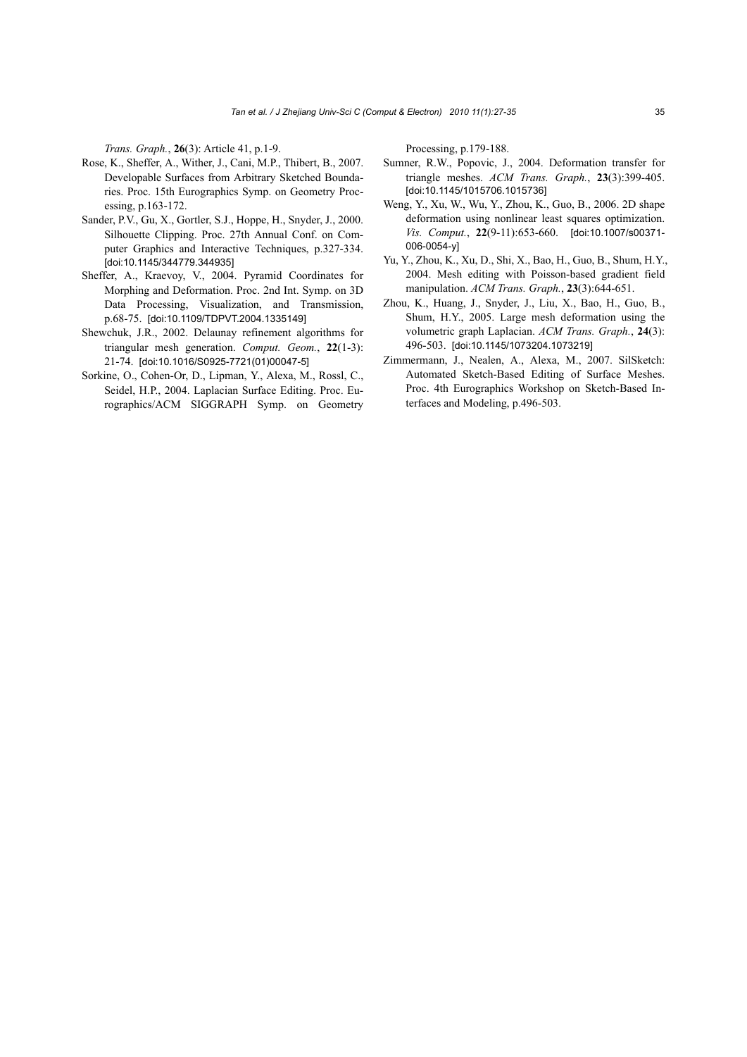*Trans. Graph.*, **26**(3): Article 41, p.1-9.

Rose, K., Sheffer, A., Wither, J., Cani, M.P., Thibert, B., 2007. Developable Surfaces from Arbitrary Sketched Boundaries. Proc. 15th Eurographics Symp. on Geometry Processing, p.163-172.

Sander, P.V., Gu, X., Gortler, S.J., Hoppe, H., Snyder, J., 2000. Silhouette Clipping. Proc. 27th Annual Conf. on Computer Graphics and Interactive Techniques, p.327-334. [doi:10.1145/344779.344935]

Sheffer, A., Kraevoy, V., 2004. Pyramid Coordinates for Morphing and Deformation. Proc. 2nd Int. Symp. on 3D Data Processing, Visualization, and Transmission, p.68-75. [doi:10.1109/TDPVT.2004.1335149]

Shewchuk, J.R., 2002. Delaunay refinement algorithms for triangular mesh generation. *Comput. Geom.*, **22**(1-3): 21-74. [doi:10.1016/S0925-7721(01)00047-5]

Sorkine, O., Cohen-Or, D., Lipman, Y., Alexa, M., Rossl, C., Seidel, H.P., 2004. Laplacian Surface Editing. Proc. Eurographics/ACM SIGGRAPH Symp. on Geometry Processing, p.179-188.

Sumner, R.W., Popovic, J., 2004. Deformation transfer for triangle meshes. *ACM Trans. Graph.*, **23**(3):399-405. [doi:10.1145/1015706.1015736]

Weng, Y., Xu, W., Wu, Y., Zhou, K., Guo, B., 2006. 2D shape deformation using nonlinear least squares optimization. *Vis. Comput.*, **22**(9-11):653-660. [doi:10.1007/s00371-006-0054-y]

Yu, Y., Zhou, K., Xu, D., Shi, X., Bao, H., Guo, B., Shum, H.Y., 2004. Mesh editing with Poisson-based gradient field manipulation. *ACM Trans. Graph.*, **23**(3):644-651.

Zhou, K., Huang, J., Snyder, J., Liu, X., Bao, H., Guo, B., Shum, H.Y., 2005. Large mesh deformation using the volumetric graph Laplacian. *ACM Trans. Graph.*, **24**(3): 496-503. [doi:10.1145/1073204.1073219]

Zimmermann, J., Nealen, A., Alexa, M., 2007. SilSketch: Automated Sketch-Based Editing of Surface Meshes. Proc. 4th Eurographics Workshop on Sketch-Based Interfaces and Modeling, p.496-503.